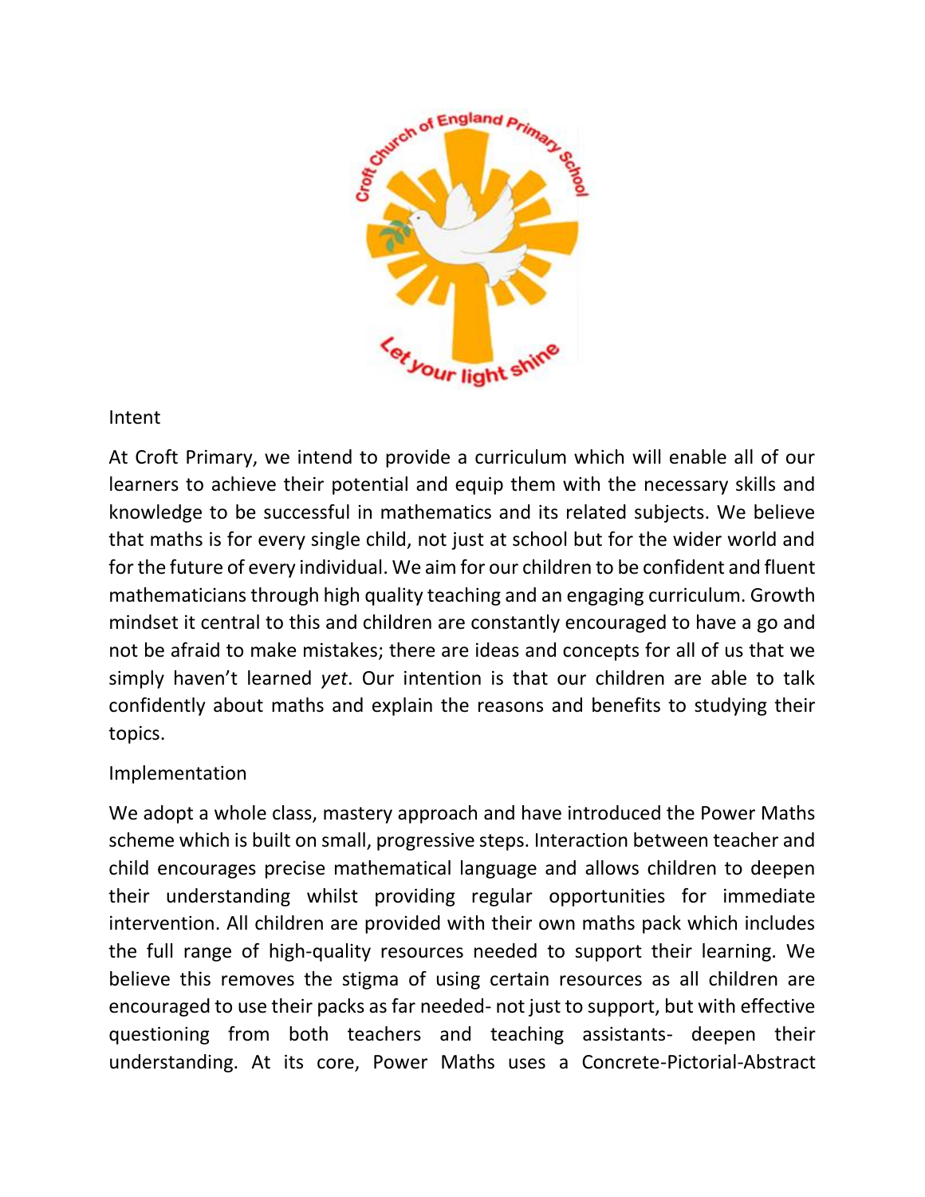## Intent

At Croft Primary, we intend to provide a curriculum which will enable all of our learners to achieve their potential and equip them with the necessary skills and knowledge to be successful in mathematics and its related subjects. We believe that maths is for every single child, not just at school but for the wider world and for the future of every individual. We aim for our children to be confident and fluent mathematicians through high quality teaching and an engaging curriculum. Growth mindset it central to this and children are constantly encouraged to have a go and not be afraid to make mistakes; there are ideas and concepts for all of us that we simply haven't learned *yet*. Our intention is that our children are able to talk confidently about maths and explain the reasons and benefits to studying their topics.

## Implementation

We adopt a whole class, mastery approach and have introduced the Power Maths scheme which is built on small, progressive steps. Interaction between teacher and child encourages precise mathematical language and allows children to deepen their understanding whilst providing regular opportunities for immediate intervention. All children are provided with their own maths pack which includes the full range of high-quality resources needed to support their learning. We believe this removes the stigma of using certain resources as all children are encouraged to use their packs as far needed- not just to support, but with effective questioning from both teachers and teaching assistants- deepen their understanding. At its core, Power Maths uses a Concrete-Pictorial-Abstract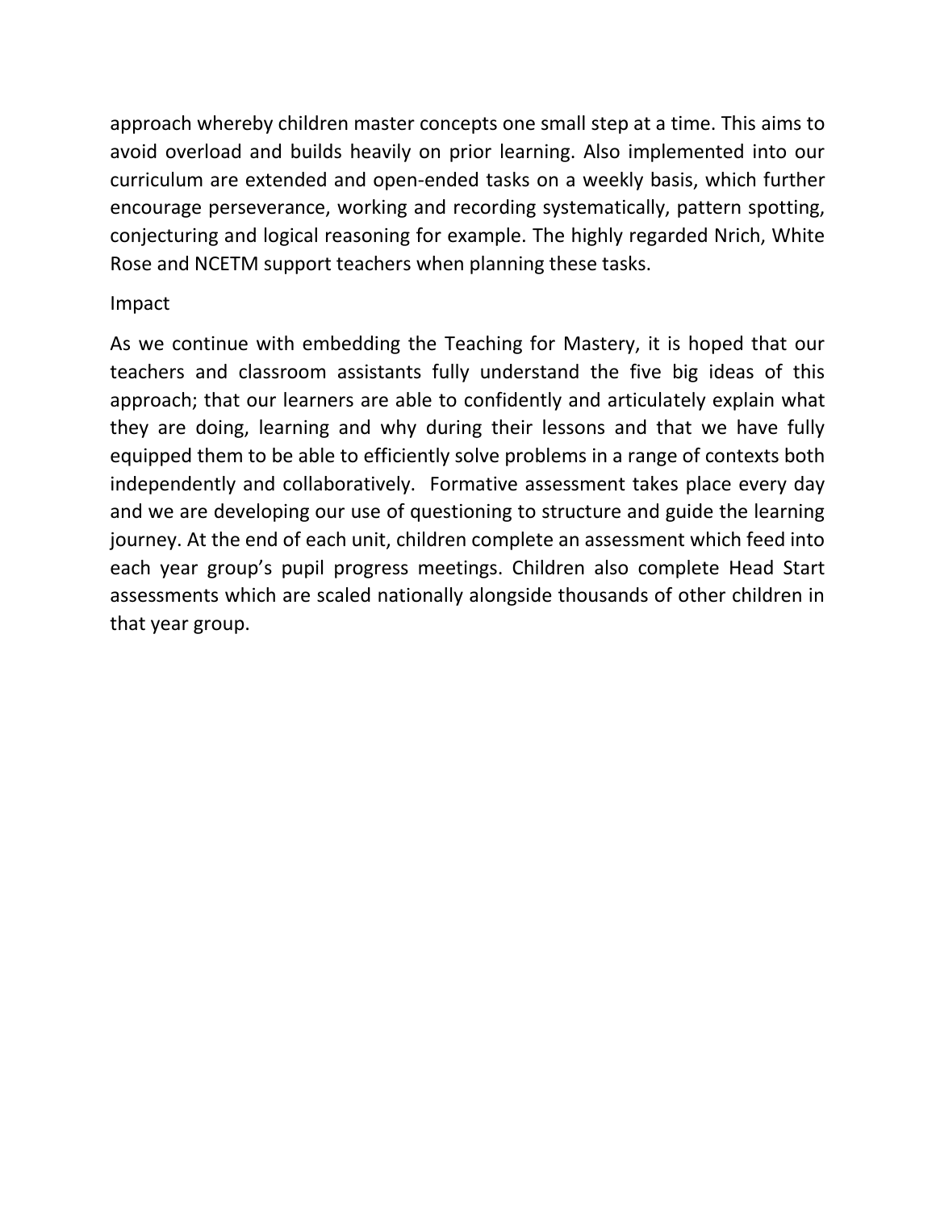approach whereby children master concepts one small step at a time. This aims to avoid overload and builds heavily on prior learning. Also implemented into our curriculum are extended and open-ended tasks on a weekly basis, which further encourage perseverance, working and recording systematically, pattern spotting, conjecturing and logical reasoning for example. The highly regarded Nrich, White Rose and NCETM support teachers when planning these tasks.

## Impact

As we continue with embedding the Teaching for Mastery, it is hoped that our teachers and classroom assistants fully understand the five big ideas of this approach; that our learners are able to confidently and articulately explain what they are doing, learning and why during their lessons and that we have fully equipped them to be able to efficiently solve problems in a range of contexts both independently and collaboratively. Formative assessment takes place every day and we are developing our use of questioning to structure and guide the learning journey. At the end of each unit, children complete an assessment which feed into each year group's pupil progress meetings. Children also complete Head Start assessments which are scaled nationally alongside thousands of other children in that year group.